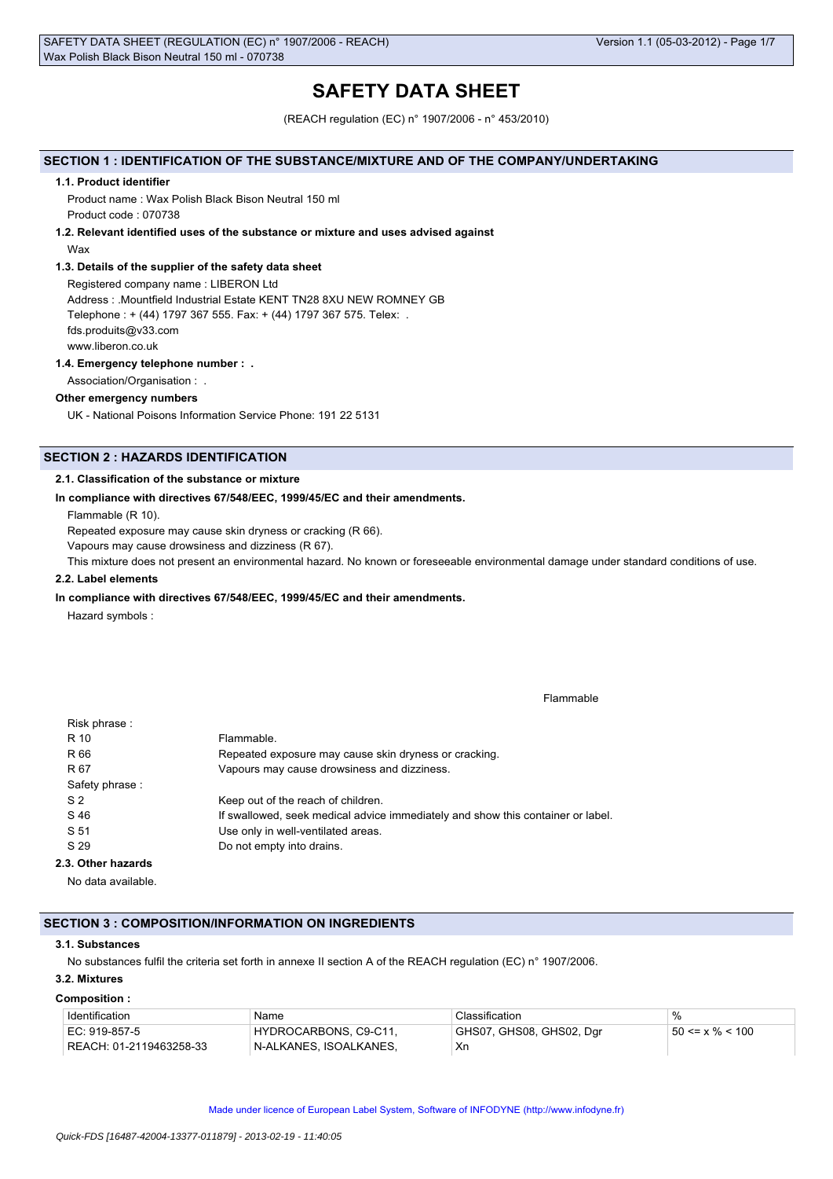# SAFETY DATA SHEET

(REACH regulation (EC) n° 1907/2006 - n° 453/2010)

## SECTION 1 : IDENTIFICATION OF THE SUBSTANCE/MIXTURE AND OF THE COMPANY/UNDERTAKING

### 1.1. Product identifier

Product name : Wax Polish Black Bison Neutral 150 ml

Product code : 070738

### 1.2. Relevant identified uses of the substance or mixture and uses advised against

Wax

### 1.3. Details of the supplier of the safety data sheet

Registered company name : LIBERON Ltd

Address : .Mountfield Industrial Estate KENT TN28 8XU NEW ROMNEY GB

Telephone : + (44) 1797 367 555. Fax: + (44) 1797 367 575. Telex: .

fds.produits@v33.com

www.liberon.co.uk

### 1.4. Emergency telephone number : .

Association/Organisation : .

**Other emergency numbers**

UK - National Poisons Information Service Phone: 191 22 5131

## SECTION 2 : HAZARDS IDENTIFICATION

### 2.1. Classification of the substance or mixture

**In compliance with directives 67/548/EEC, 1999/45/EC and their amendments.**

Flammable (R 10).

Repeated exposure may cause skin dryness or cracking (R 66).

Vapours may cause drowsiness and dizziness (R 67).

This mixture does not present an environmental hazard. No known or foreseeable environmental damage under standard conditions of use.

### 2.2. Label elements

**In compliance with directives 67/548/EEC, 1999/45/EC and their amendments.**

Hazard symbols :

Flammable

| | |
|---|---|
| Risk phrase : | |
| R 10 | Flammable. |
| R 66 | Repeated exposure may cause skin dryness or cracking. |
| R 67 | Vapours may cause drowsiness and dizziness. |
| Safety phrase : | |
| S 2 | Keep out of the reach of children. |
| S 46 | If swallowed, seek medical advice immediately and show this container or label. |
| S 51 | Use only in well-ventilated areas. |
| S 29 | Do not empty into drains. |

### 2.3. Other hazards

No data available.

## SECTION 3 : COMPOSITION/INFORMATION ON INGREDIENTS

### 3.1. Substances

No substances fulfil the criteria set forth in annexe II section A of the REACH regulation (EC) n° 1907/2006.

### 3.2. Mixtures

**Composition :**

| Identification | Name | Classification | % |
|---|---|---|---|
| EC: 919-857-5<br>REACH: 01-2119463258-33 | HYDROCARBONS, C9-C11,<br>N-ALKANES, ISOALKANES, | GHS07, GHS08, GHS02, Dgr<br>Xn | 50 <= x % < 100 |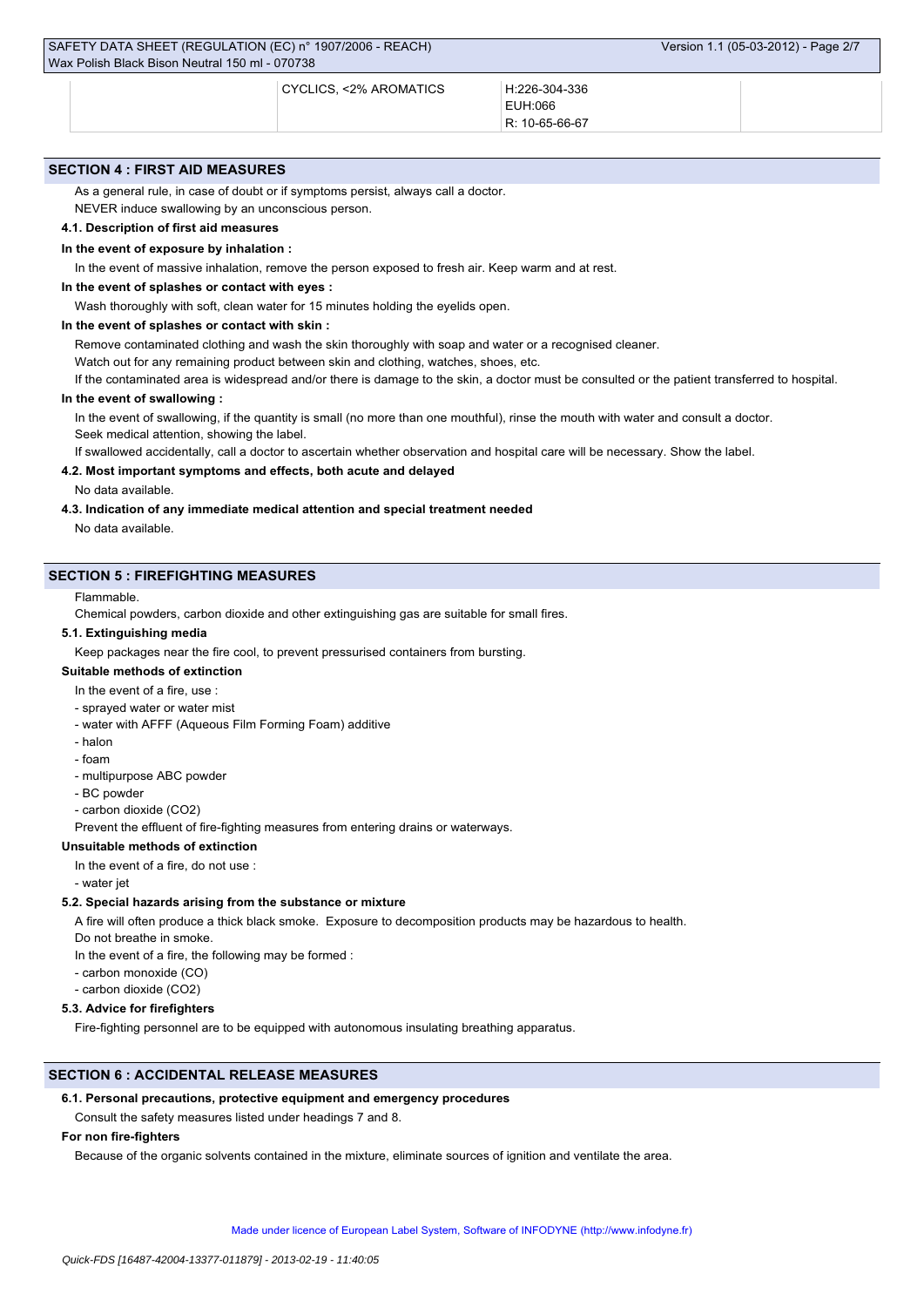| | CYCLICS, <2% AROMATICS | H:226-304-336<br>EUH:066<br>R: 10-65-66-67 | |
|---|---|---|---|

## SECTION 4 : FIRST AID MEASURES

As a general rule, in case of doubt or if symptoms persist, always call a doctor.

NEVER induce swallowing by an unconscious person.

### 4.1. Description of first aid measures

**In the event of exposure by inhalation :**

In the event of massive inhalation, remove the person exposed to fresh air. Keep warm and at rest.

**In the event of splashes or contact with eyes :**

Wash thoroughly with soft, clean water for 15 minutes holding the eyelids open.

**In the event of splashes or contact with skin :**

Remove contaminated clothing and wash the skin thoroughly with soap and water or a recognised cleaner.

Watch out for any remaining product between skin and clothing, watches, shoes, etc.

If the contaminated area is widespread and/or there is damage to the skin, a doctor must be consulted or the patient transferred to hospital.

**In the event of swallowing :**

In the event of swallowing, if the quantity is small (no more than one mouthful), rinse the mouth with water and consult a doctor.

Seek medical attention, showing the label.

If swallowed accidentally, call a doctor to ascertain whether observation and hospital care will be necessary. Show the label.

### 4.2. Most important symptoms and effects, both acute and delayed

No data available.

### 4.3. Indication of any immediate medical attention and special treatment needed

No data available.

## SECTION 5 : FIREFIGHTING MEASURES

Flammable.

Chemical powders, carbon dioxide and other extinguishing gas are suitable for small fires.

### 5.1. Extinguishing media

Keep packages near the fire cool, to prevent pressurised containers from bursting.

**Suitable methods of extinction**

In the event of a fire, use :

- sprayed water or water mist
- water with AFFF (Aqueous Film Forming Foam) additive
- halon
- foam
- multipurpose ABC powder
- BC powder
- carbon dioxide ($CO_2$)

Prevent the effluent of fire-fighting measures from entering drains or waterways.

**Unsuitable methods of extinction**

In the event of a fire, do not use :

- water jet

### 5.2. Special hazards arising from the substance or mixture

A fire will often produce a thick black smoke. Exposure to decomposition products may be hazardous to health.

Do not breathe in smoke.

In the event of a fire, the following may be formed :

- carbon monoxide (CO)
- carbon dioxide ($CO_2$)

### 5.3. Advice for firefighters

Fire-fighting personnel are to be equipped with autonomous insulating breathing apparatus.

## SECTION 6 : ACCIDENTAL RELEASE MEASURES

### 6.1. Personal precautions, protective equipment and emergency procedures

Consult the safety measures listed under headings 7 and 8.

**For non fire-fighters**

Because of the organic solvents contained in the mixture, eliminate sources of ignition and ventilate the area.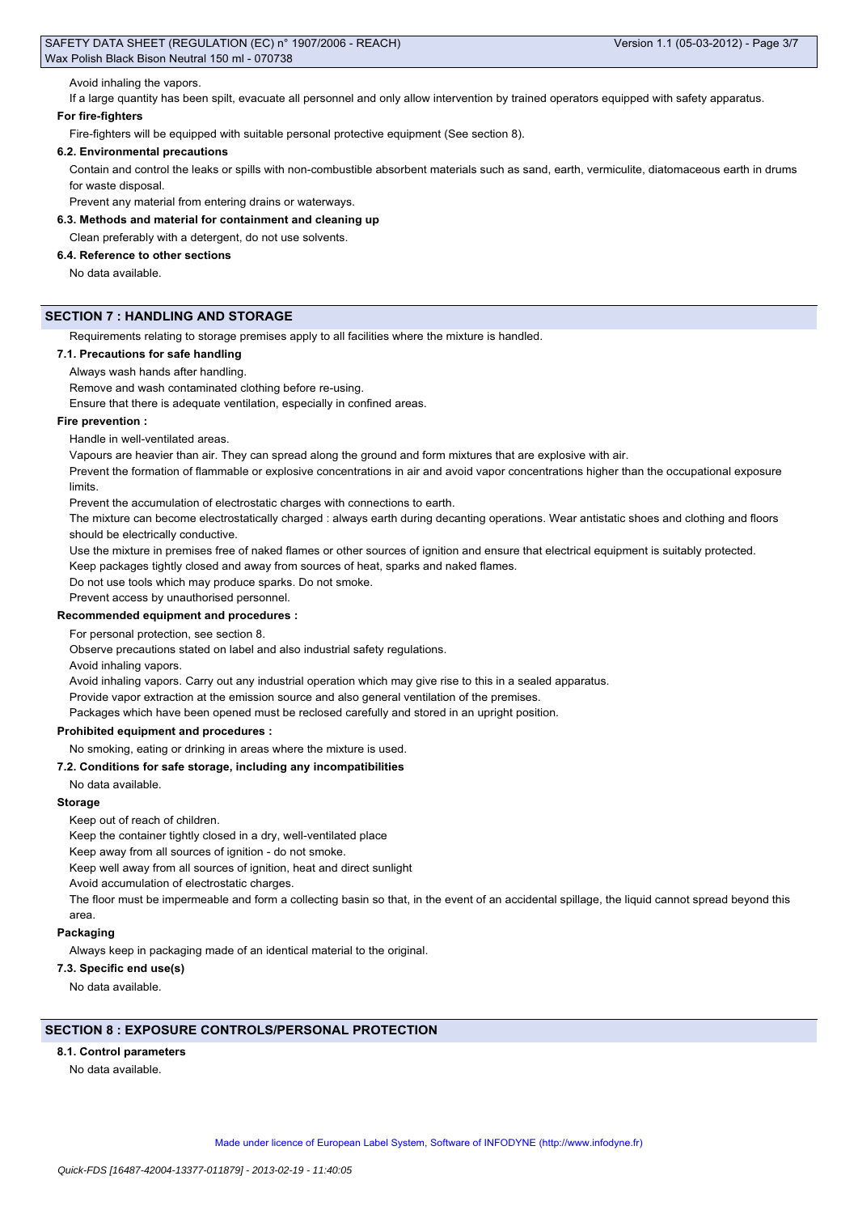Avoid inhaling the vapors.

If a large quantity has been spilt, evacuate all personnel and only allow intervention by trained operators equipped with safety apparatus.

**For fire-fighters**

Fire-fighters will be equipped with suitable personal protective equipment (See section 8).

**6.2. Environmental precautions**

Contain and control the leaks or spills with non-combustible absorbent materials such as sand, earth, vermiculite, diatomaceous earth in drums for waste disposal.

Prevent any material from entering drains or waterways.

**6.3. Methods and material for containment and cleaning up**

Clean preferably with a detergent, do not use solvents.

**6.4. Reference to other sections**

No data available.

## SECTION 7 : HANDLING AND STORAGE

Requirements relating to storage premises apply to all facilities where the mixture is handled.

**7.1. Precautions for safe handling**

Always wash hands after handling.

Remove and wash contaminated clothing before re-using.

Ensure that there is adequate ventilation, especially in confined areas.

**Fire prevention :**

Handle in well-ventilated areas.

Vapours are heavier than air. They can spread along the ground and form mixtures that are explosive with air.

Prevent the formation of flammable or explosive concentrations in air and avoid vapor concentrations higher than the occupational exposure limits.

Prevent the accumulation of electrostatic charges with connections to earth.

The mixture can become electrostatically charged : always earth during decanting operations. Wear antistatic shoes and clothing and floors should be electrically conductive.

Use the mixture in premises free of naked flames or other sources of ignition and ensure that electrical equipment is suitably protected.

Keep packages tightly closed and away from sources of heat, sparks and naked flames.

Do not use tools which may produce sparks. Do not smoke.

Prevent access by unauthorised personnel.

**Recommended equipment and procedures :**

For personal protection, see section 8.

Observe precautions stated on label and also industrial safety regulations.

Avoid inhaling vapors.

Avoid inhaling vapors. Carry out any industrial operation which may give rise to this in a sealed apparatus.

Provide vapor extraction at the emission source and also general ventilation of the premises.

Packages which have been opened must be reclosed carefully and stored in an upright position.

**Prohibited equipment and procedures :**

No smoking, eating or drinking in areas where the mixture is used.

**7.2. Conditions for safe storage, including any incompatibilities**

No data available.

**Storage**

Keep out of reach of children.

Keep the container tightly closed in a dry, well-ventilated place

Keep away from all sources of ignition - do not smoke.

Keep well away from all sources of ignition, heat and direct sunlight

Avoid accumulation of electrostatic charges.

The floor must be impermeable and form a collecting basin so that, in the event of an accidental spillage, the liquid cannot spread beyond this area.

**Packaging**

Always keep in packaging made of an identical material to the original.

**7.3. Specific end use(s)**

No data available.

## SECTION 8 : EXPOSURE CONTROLS/PERSONAL PROTECTION

**8.1. Control parameters**

No data available.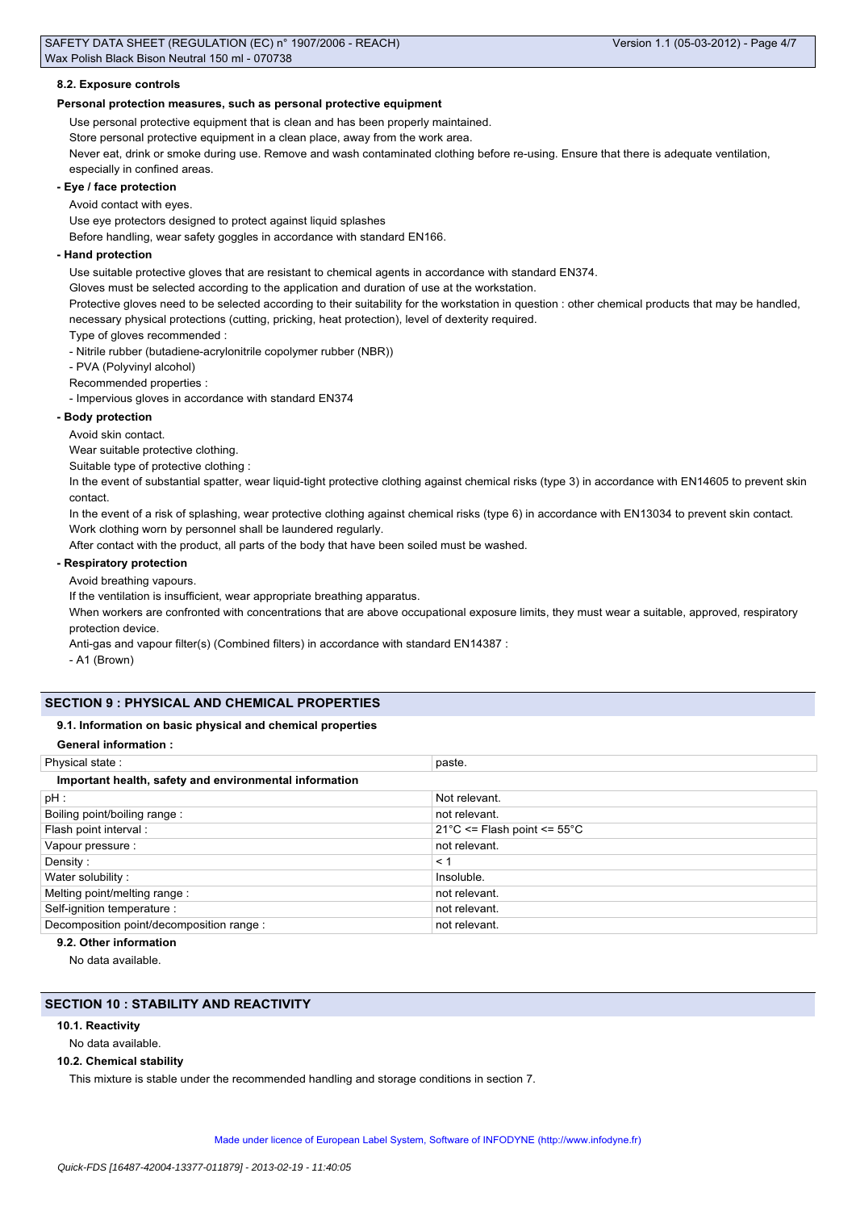#### 8.2. Exposure controls

**Personal protection measures, such as personal protective equipment**

Use personal protective equipment that is clean and has been properly maintained.

Store personal protective equipment in a clean place, away from the work area.

Never eat, drink or smoke during use. Remove and wash contaminated clothing before re-using. Ensure that there is adequate ventilation, especially in confined areas.

**- Eye / face protection**

Avoid contact with eyes.

Use eye protectors designed to protect against liquid splashes

Before handling, wear safety goggles in accordance with standard EN166.

**- Hand protection**

Use suitable protective gloves that are resistant to chemical agents in accordance with standard EN374.

Gloves must be selected according to the application and duration of use at the workstation.

Protective gloves need to be selected according to their suitability for the workstation in question : other chemical products that may be handled, necessary physical protections (cutting, pricking, heat protection), level of dexterity required.

Type of gloves recommended :

- Nitrile rubber (butadiene-acrylonitrile copolymer rubber (NBR))
- PVA (Polyvinyl alcohol)

Recommended properties :

- Impervious gloves in accordance with standard EN374

**- Body protection**

Avoid skin contact.

Wear suitable protective clothing.

Suitable type of protective clothing :

In the event of substantial spatter, wear liquid-tight protective clothing against chemical risks (type 3) in accordance with EN14605 to prevent skin contact.

In the event of a risk of splashing, wear protective clothing against chemical risks (type 6) in accordance with EN13034 to prevent skin contact.

Work clothing worn by personnel shall be laundered regularly.

After contact with the product, all parts of the body that have been soiled must be washed.

**- Respiratory protection**

Avoid breathing vapours.

If the ventilation is insufficient, wear appropriate breathing apparatus.

When workers are confronted with concentrations that are above occupational exposure limits, they must wear a suitable, approved, respiratory protection device.

Anti-gas and vapour filter(s) (Combined filters) in accordance with standard EN14387 :

- A1 (Brown)

## SECTION 9 : PHYSICAL AND CHEMICAL PROPERTIES

#### 9.1. Information on basic physical and chemical properties

**General information :**

| Physical state : | paste. |
|---|---|

**Important health, safety and environmental information**

| pH : | Not relevant. |
|---|---|
| Boiling point/boiling range : | not relevant. |
| Flash point interval : | 21°C <= Flash point <= 55°C |
| Vapour pressure : | not relevant. |
| Density : | < 1 |
| Water solubility : | Insoluble. |
| Melting point/melting range : | not relevant. |
| Self-ignition temperature : | not relevant. |
| Decomposition point/decomposition range : | not relevant. |

#### 9.2. Other information

No data available.

## SECTION 10 : STABILITY AND REACTIVITY

#### 10.1. Reactivity

No data available.

#### 10.2. Chemical stability

This mixture is stable under the recommended handling and storage conditions in section 7.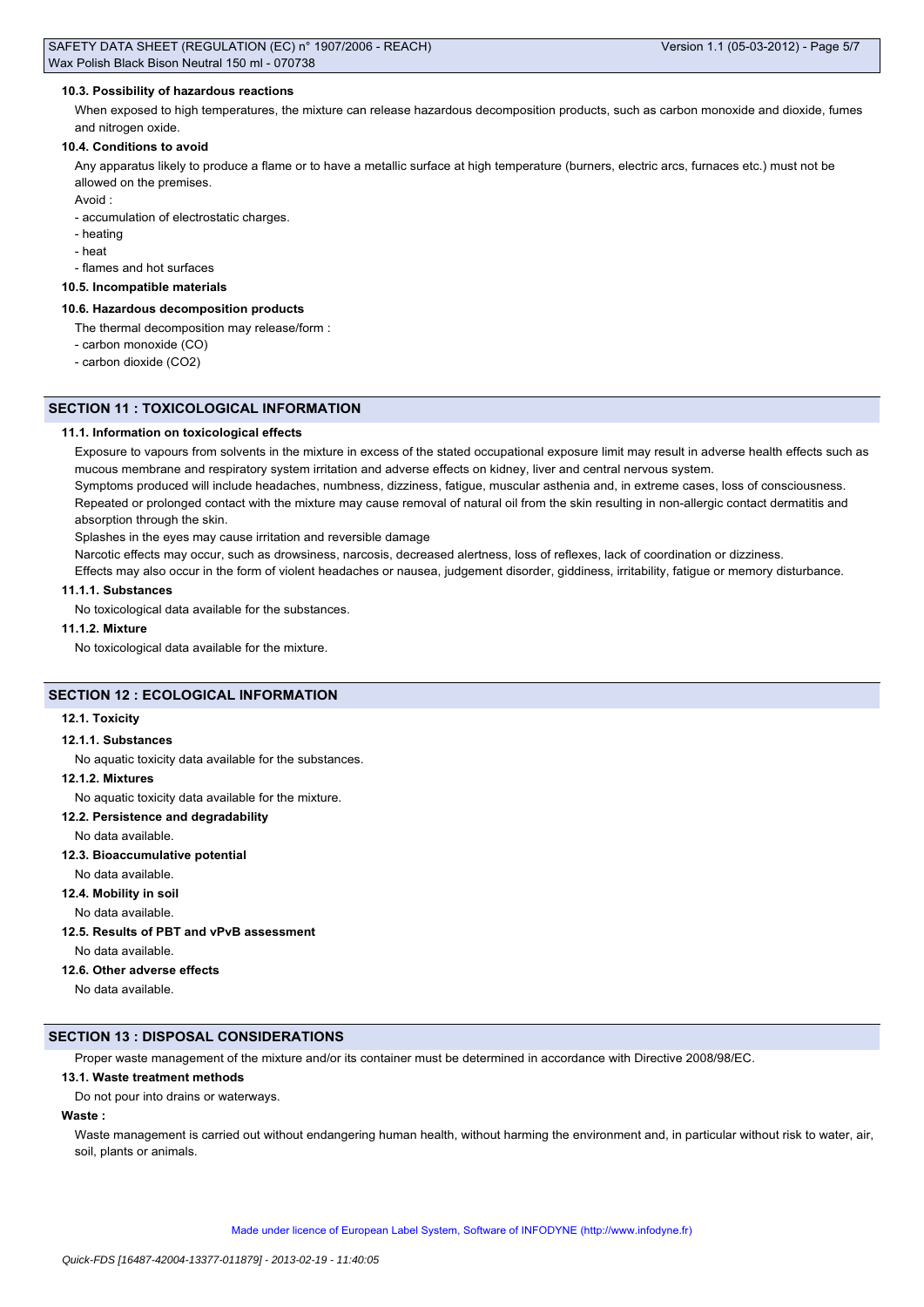#### 10.3. Possibility of hazardous reactions

When exposed to high temperatures, the mixture can release hazardous decomposition products, such as carbon monoxide and dioxide, fumes and nitrogen oxide.

#### 10.4. Conditions to avoid

Any apparatus likely to produce a flame or to have a metallic surface at high temperature (burners, electric arcs, furnaces etc.) must not be allowed on the premises.

Avoid :

- accumulation of electrostatic charges.
- heating
- heat
- flames and hot surfaces

#### 10.5. Incompatible materials

#### 10.6. Hazardous decomposition products

The thermal decomposition may release/form :

- carbon monoxide (CO)
- carbon dioxide ($CO_2$)

## SECTION 11 : TOXICOLOGICAL INFORMATION

#### 11.1. Information on toxicological effects

Exposure to vapours from solvents in the mixture in excess of the stated occupational exposure limit may result in adverse health effects such as mucous membrane and respiratory system irritation and adverse effects on kidney, liver and central nervous system.

Symptoms produced will include headaches, numbness, dizziness, fatigue, muscular asthenia and, in extreme cases, loss of consciousness.

Repeated or prolonged contact with the mixture may cause removal of natural oil from the skin resulting in non-allergic contact dermatitis and absorption through the skin.

Splashes in the eyes may cause irritation and reversible damage

Narcotic effects may occur, such as drowsiness, narcosis, decreased alertness, loss of reflexes, lack of coordination or dizziness.

Effects may also occur in the form of violent headaches or nausea, judgement disorder, giddiness, irritability, fatigue or memory disturbance.

#### 11.1.1. Substances

No toxicological data available for the substances.

#### 11.1.2. Mixture

No toxicological data available for the mixture.

## SECTION 12 : ECOLOGICAL INFORMATION

#### 12.1. Toxicity

#### 12.1.1. Substances

No aquatic toxicity data available for the substances.

#### 12.1.2. Mixtures

No aquatic toxicity data available for the mixture.

#### 12.2. Persistence and degradability

No data available.

#### 12.3. Bioaccumulative potential

No data available.

#### 12.4. Mobility in soil

No data available.

#### 12.5. Results of PBT and vPvB assessment

No data available.

#### 12.6. Other adverse effects

No data available.

## SECTION 13 : DISPOSAL CONSIDERATIONS

Proper waste management of the mixture and/or its container must be determined in accordance with Directive 2008/98/EC.

#### 13.1. Waste treatment methods

Do not pour into drains or waterways.

**Waste :**

Waste management is carried out without endangering human health, without harming the environment and, in particular without risk to water, air, soil, plants or animals.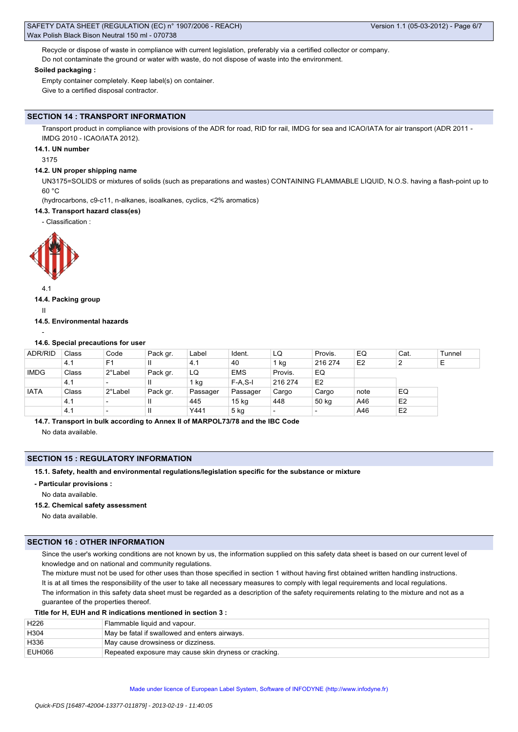Recycle or dispose of waste in compliance with current legislation, preferably via a certified collector or company.
Do not contaminate the ground or water with waste, do not dispose of waste into the environment.

**Soiled packaging :**

Empty container completely. Keep label(s) on container.
Give to a certified disposal contractor.

## SECTION 14 : TRANSPORT INFORMATION

Transport product in compliance with provisions of the ADR for road, RID for rail, IMDG for sea and ICAO/IATA for air transport (ADR 2011 - IMDG 2010 - ICAO/IATA 2012).

### 14.1. UN number

3175

### 14.2. UN proper shipping name

UN3175=SOLIDS or mixtures of solids (such as preparations and wastes) CONTAINING FLAMMABLE LIQUID, N.O.S. having a flash-point up to 60 °C
(hydrocarbons, c9-c11, n-alkanes, isoalkanes, cyclics, <2% aromatics)

### 14.3. Transport hazard class(es)

- Classification :

4.1

### 14.4. Packing group

II

### 14.5. Environmental hazards

-

### 14.6. Special precautions for user

| ADR/RID | Class | Code | Pack gr. | Label | Ident. | LQ | Provis. | EQ | Cat. | Tunnel |
|---|---|---|---|---|---|---|---|---|---|---|
| | 4.1 | F1 | II | 4.1 | 40 | 1 kg | 216 274 | E2 | 2 | E |
| IMDG | Class | 2°Label | Pack gr. | LQ | EMS | Provis. | EQ | | | |
| | 4.1 | - | II | 1 kg | F-A,S-I | 216 274 | E2 | | | |
| IATA | Class | 2°Label | Pack gr. | Passager | Passager | Cargo | Cargo | note | EQ | |
| | 4.1 | - | II | 445 | 15 kg | 448 | 50 kg | A46 | E2 | |
| | 4.1 | - | II | Y441 | 5 kg | - | - | A46 | E2 | |

### 14.7. Transport in bulk according to Annex II of MARPOL73/78 and the IBC Code

No data available.

## SECTION 15 : REGULATORY INFORMATION

### 15.1. Safety, health and environmental regulations/legislation specific for the substance or mixture

**- Particular provisions :**

No data available.

### 15.2. Chemical safety assessment

No data available.

## SECTION 16 : OTHER INFORMATION

Since the user's working conditions are not known by us, the information supplied on this safety data sheet is based on our current level of knowledge and on national and community regulations.
The mixture must not be used for other uses than those specified in section 1 without having first obtained written handling instructions.
It is at all times the responsibility of the user to take all necessary measures to comply with legal requirements and local regulations.
The information in this safety data sheet must be regarded as a description of the safety requirements relating to the mixture and not as a guarantee of the properties thereof.

**Title for H, EUH and R indications mentioned in section 3 :**

| | |
|---|---|
| H226 | Flammable liquid and vapour. |
| H304 | May be fatal if swallowed and enters airways. |
| H336 | May cause drowsiness or dizziness. |
| EUH066 | Repeated exposure may cause skin dryness or cracking. |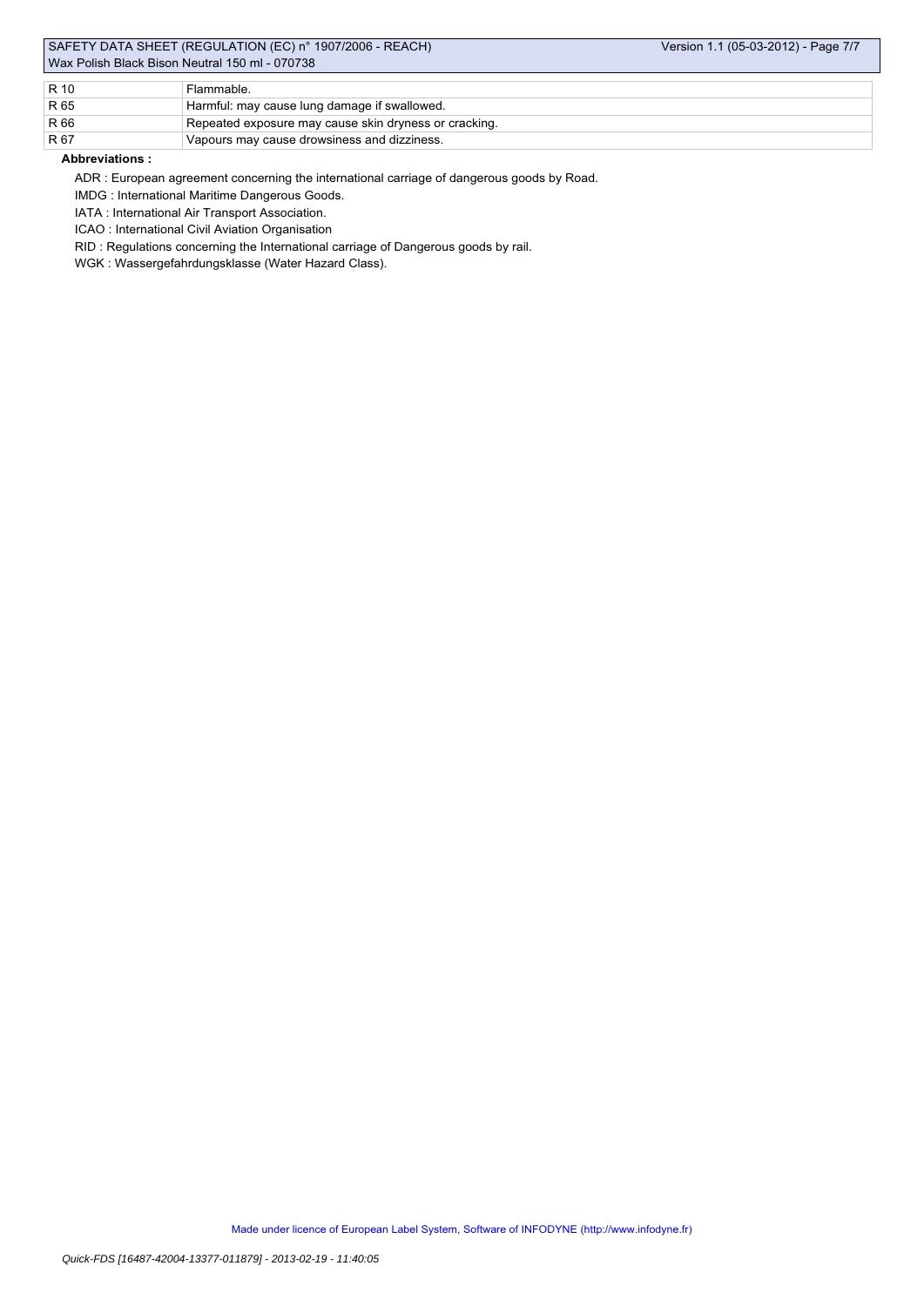| | |
|---|---|
| R 10 | Flammable. |
| R 65 | Harmful: may cause lung damage if swallowed. |
| R 66 | Repeated exposure may cause skin dryness or cracking. |
| R 67 | Vapours may cause drowsiness and dizziness. |

**Abbreviations :**

ADR : European agreement concerning the international carriage of dangerous goods by Road.

IMDG : International Maritime Dangerous Goods.

IATA : International Air Transport Association.

ICAO : International Civil Aviation Organisation

RID : Regulations concerning the International carriage of Dangerous goods by rail.

WGK : Wassergefahrdungsklasse (Water Hazard Class).

Made under licence of European Label System, Software of INFODYNE (http://www.infodyne.fr)

*Quick-FDS [16487-42004-13377-011879] - 2013-02-19 - 11:40:05*